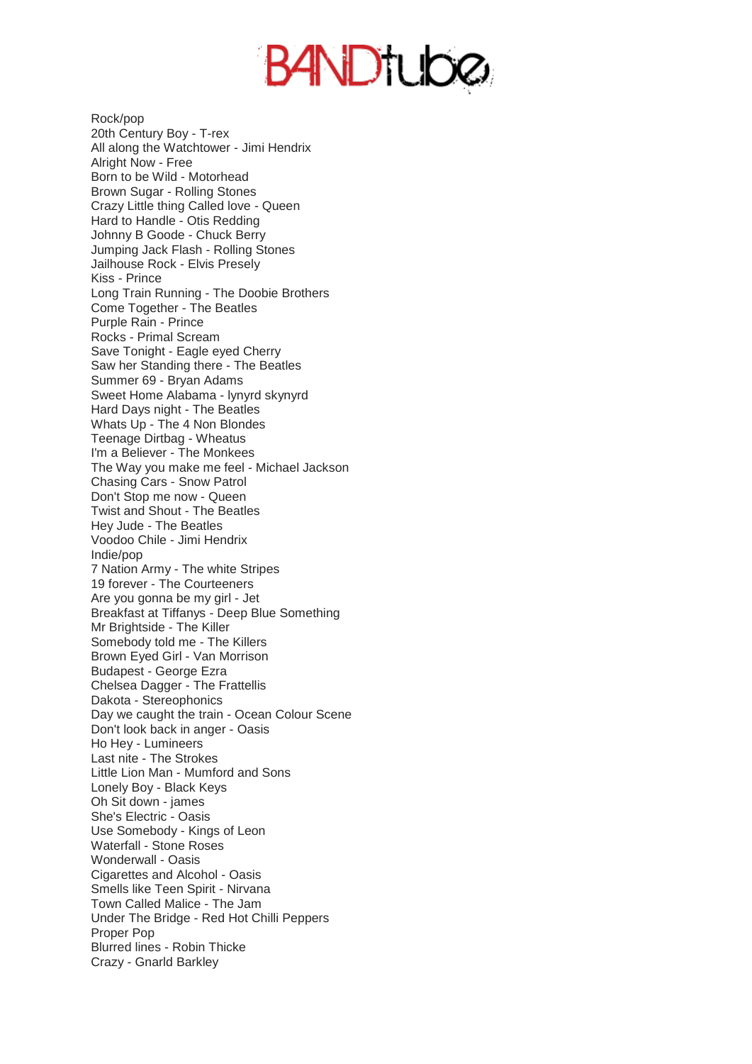# BANDtube

## Rock/pop

20th Century Boy - T-rex
All along the Watchtower - Jimi Hendrix
Alright Now - Free
Born to be Wild - Motorhead
Brown Sugar - Rolling Stones
Crazy Little thing Called love - Queen
Hard to Handle - Otis Redding
Johnny B Goode - Chuck Berry
Jumping Jack Flash - Rolling Stones
Jailhouse Rock - Elvis Presely
Kiss - Prince
Long Train Running - The Doobie Brothers
Come Together - The Beatles
Purple Rain - Prince
Rocks - Primal Scream
Save Tonight - Eagle eyed Cherry
Saw her Standing there - The Beatles
Summer 69 - Bryan Adams
Sweet Home Alabama - lynyrd skynyrd
Hard Days night - The Beatles
Whats Up - The 4 Non Blondes
Teenage Dirtbag - Wheatus
I'm a Believer - The Monkees
The Way you make me feel - Michael Jackson
Chasing Cars - Snow Patrol
Don't Stop me now - Queen
Twist and Shout - The Beatles
Hey Jude - The Beatles
Voodoo Chile - Jimi Hendrix

## Indie/pop

7 Nation Army - The white Stripes
19 forever - The Courteeners
Are you gonna be my girl - Jet
Breakfast at Tiffanys - Deep Blue Something
Mr Brightside - The Killer
Somebody told me - The Killers
Brown Eyed Girl - Van Morrison
Budapest - George Ezra
Chelsea Dagger - The Frattellis
Dakota - Stereophonics
Day we caught the train - Ocean Colour Scene
Don't look back in anger - Oasis
Ho Hey - Lumineers
Last nite - The Strokes
Little Lion Man - Mumford and Sons
Lonely Boy - Black Keys
Oh Sit down - james
She's Electric - Oasis
Use Somebody - Kings of Leon
Waterfall - Stone Roses
Wonderwall - Oasis
Cigarettes and Alcohol - Oasis
Smells like Teen Spirit - Nirvana
Town Called Malice - The Jam
Under The Bridge - Red Hot Chilli Peppers

## Proper Pop

Blurred lines - Robin Thicke
Crazy - Gnarld Barkley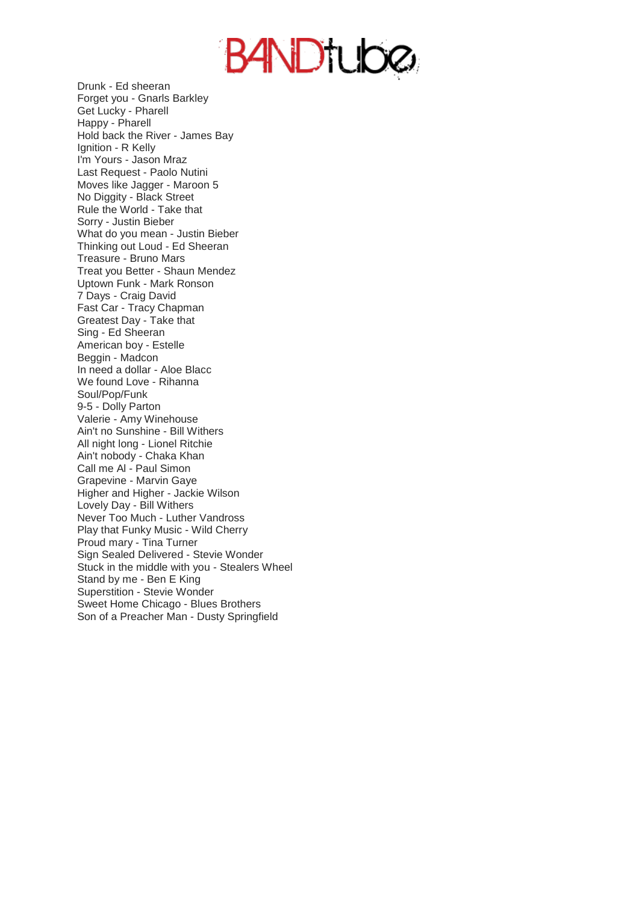BANDtube

Drunk - Ed sheeran
Forget you - Gnarls Barkley
Get Lucky - Pharell
Happy - Pharell
Hold back the River - James Bay
Ignition - R Kelly
I'm Yours - Jason Mraz
Last Request - Paolo Nutini
Moves like Jagger - Maroon 5
No Diggity - Black Street
Rule the World - Take that
Sorry - Justin Bieber
What do you mean - Justin Bieber
Thinking out Loud - Ed Sheeran
Treasure - Bruno Mars
Treat you Better - Shaun Mendez
Uptown Funk - Mark Ronson
7 Days - Craig David
Fast Car - Tracy Chapman
Greatest Day - Take that
Sing - Ed Sheeran
American boy - Estelle
Beggin - Madcon
In need a dollar - Aloe Blacc
We found Love - Rihanna
Soul/Pop/Funk
9-5 - Dolly Parton
Valerie - Amy Winehouse
Ain't no Sunshine - Bill Withers
All night long - Lionel Ritchie
Ain't nobody - Chaka Khan
Call me Al - Paul Simon
Grapevine - Marvin Gaye
Higher and Higher - Jackie Wilson
Lovely Day - Bill Withers
Never Too Much - Luther Vandross
Play that Funky Music - Wild Cherry
Proud mary - Tina Turner
Sign Sealed Delivered - Stevie Wonder
Stuck in the middle with you - Stealers Wheel
Stand by me - Ben E King
Superstition - Stevie Wonder
Sweet Home Chicago - Blues Brothers
Son of a Preacher Man - Dusty Springfield